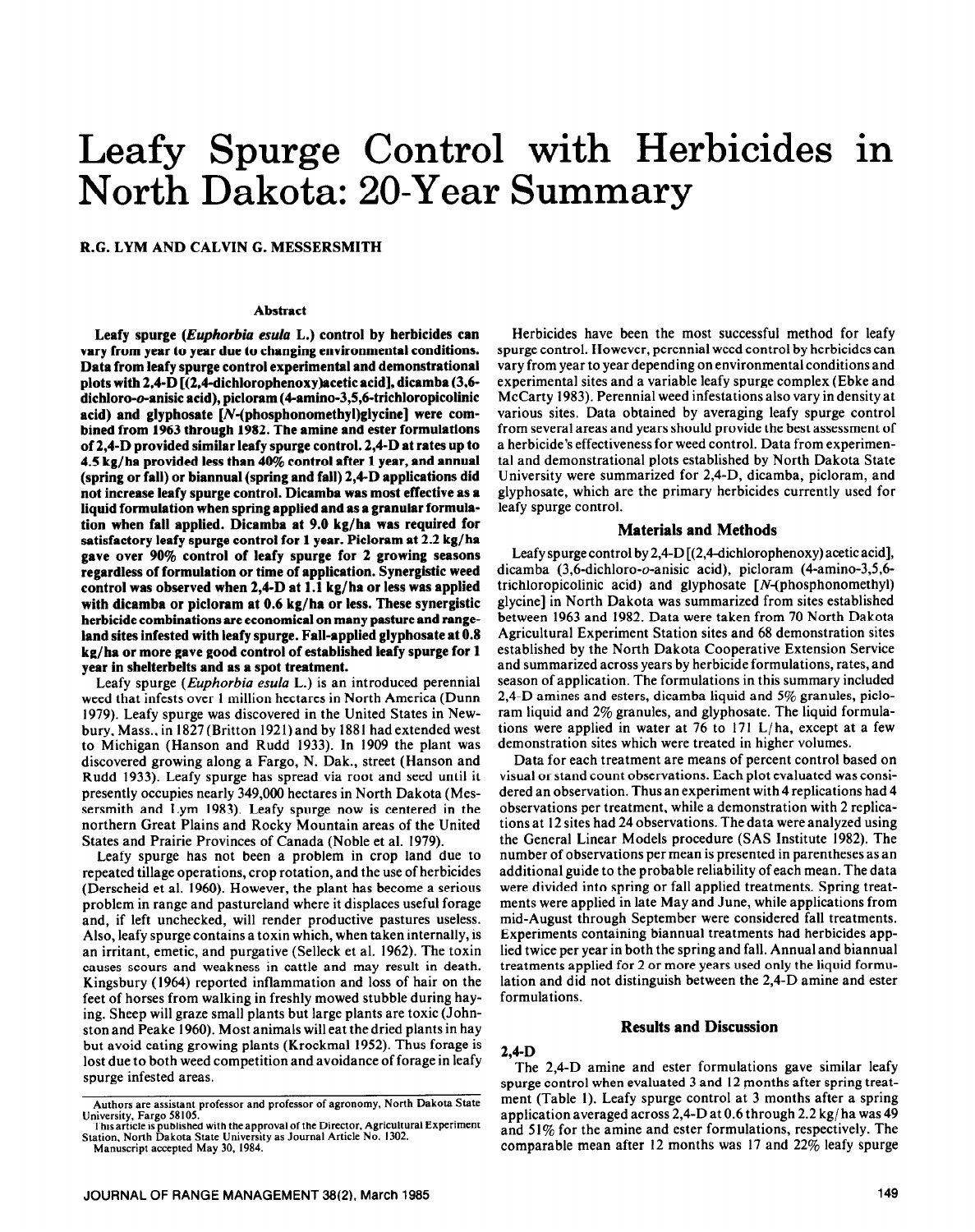# Leafy Spurge Control with Herbicides in North Dakota: 20-Year Summary

R.G. LYM AND CALVIN G. MESSERSMITH

## Abstract

**Leafy spurge (*Euphorbia esula* L.) control by herbicides can vary from year to year due to changing environmental conditions. Data from leafy spurge control experimental and demonstrational plots with 2,4-D [(2,4-dichlorophenoxy)acetic acid], dicamba (3,6-dichloro-*o*-anisic acid), picloram (4-amino-3,5,6-trichloropicolinic acid) and glyphosate [*N*-(phosphonomethyl)glycine] were combined from 1963 through 1982. The amine and ester formulations of 2,4-D provided similar leafy spurge control. 2,4-D at rates up to 4.5 kg/ha provided less than 40% control after 1 year, and annual (spring or fall) or biannual (spring and fall) 2,4-D applications did not increase leafy spurge control. Dicamba was most effective as a liquid formulation when spring applied and as a granular formulation when fall applied. Dicamba at 9.0 kg/ha was required for satisfactory leafy spurge control for 1 year. Picloram at 2.2 kg/ha gave over 90% control of leafy spurge for 2 growing seasons regardless of formulation or time of application. Synergistic weed control was observed when 2,4-D at 1.1 kg/ha or less was applied with dicamba or picloram at 0.6 kg/ha or less. These synergistic herbicide combinations are economical on many pasture and rangeland sites infested with leafy spurge. Fall-applied glyphosate at 0.8 kg/ha or more gave good control of established leafy spurge for 1 year in shelterbelts and as a spot treatment.**

Leafy spurge (*Euphorbia esula* L.) is an introduced perennial weed that infests over 1 million hectares in North America (Dunn 1979). Leafy spurge was discovered in the United States in Newbury, Mass., in 1827 (Britton 1921) and by 1881 had extended west to Michigan (Hanson and Rudd 1933). In 1909 the plant was discovered growing along a Fargo, N. Dak., street (Hanson and Rudd 1933). Leafy spurge has spread via root and seed until it presently occupies nearly 349,000 hectares in North Dakota (Messersmith and Lym 1983). Leafy spurge now is centered in the northern Great Plains and Rocky Mountain areas of the United States and Prairie Provinces of Canada (Noble et al. 1979).

Leafy spurge has not been a problem in crop land due to repeated tillage operations, crop rotation, and the use of herbicides (Derscheid et al. 1960). However, the plant has become a serious problem in range and pastureland where it displaces useful forage and, if left unchecked, will render productive pastures useless. Also, leafy spurge contains a toxin which, when taken internally, is an irritant, emetic, and purgative (Selleck et al. 1962). The toxin causes scours and weakness in cattle and may result in death. Kingsbury (1964) reported inflammation and loss of hair on the feet of horses from walking in freshly mowed stubble during haying. Sheep will graze small plants but large plants are toxic (Johnston and Peake 1960). Most animals will eat the dried plants in hay but avoid eating growing plants (Krockmal 1952). Thus forage is lost due to both weed competition and avoidance of forage in leafy spurge infested areas.

Authors are assistant professor and professor of agronomy, North Dakota State University, Fargo 58105.

This article is published with the approval of the Director, Agricultural Experiment Station, North Dakota State University as Journal Article No. 1302.

Manuscript accepted May 30, 1984.

Herbicides have been the most successful method for leafy spurge control. However, perennial weed control by herbicides can vary from year to year depending on environmental conditions and experimental sites and a variable leafy spurge complex (Ebke and McCarty 1983). Perennial weed infestations also vary in density at various sites. Data obtained by averaging leafy spurge control from several areas and years should provide the best assessment of a herbicide's effectiveness for weed control. Data from experimental and demonstrational plots established by North Dakota State University were summarized for 2,4-D, dicamba, picloram, and glyphosate, which are the primary herbicides currently used for leafy spurge control.

## Materials and Methods

Leafy spurge control by 2,4-D [(2,4-dichlorophenoxy) acetic acid], dicamba (3,6-dichloro-*o*-anisic acid), picloram (4-amino-3,5,6-trichloropicolinic acid) and glyphosate [*N*-(phosphonomethyl) glycine] in North Dakota was summarized from sites established between 1963 and 1982. Data were taken from 70 North Dakota Agricultural Experiment Station sites and 68 demonstration sites established by the North Dakota Cooperative Extension Service and summarized across years by herbicide formulations, rates, and season of application. The formulations in this summary included 2,4-D amines and esters, dicamba liquid and 5% granules, picloram liquid and 2% granules, and glyphosate. The liquid formulations were applied in water at 76 to 171 L/ha, except at a few demonstration sites which were treated in higher volumes.

Data for each treatment are means of percent control based on visual or stand count observations. Each plot evaluated was considered an observation. Thus an experiment with 4 replications had 4 observations per treatment, while a demonstration with 2 replications at 12 sites had 24 observations. The data were analyzed using the General Linear Models procedure (SAS Institute 1982). The number of observations per mean is presented in parentheses as an additional guide to the probable reliability of each mean. The data were divided into spring or fall applied treatments. Spring treatments were applied in late May and June, while applications from mid-August through September were considered fall treatments. Experiments containing biannual treatments had herbicides applied twice per year in both the spring and fall. Annual and biannual treatments applied for 2 or more years used only the liquid formulation and did not distinguish between the 2,4-D amine and ester formulations.

## Results and Discussion

### 2,4-D

The 2,4-D amine and ester formulations gave similar leafy spurge control when evaluated 3 and 12 months after spring treatment (Table 1). Leafy spurge control at 3 months after a spring application averaged across 2,4-D at 0.6 through 2.2 kg/ha was 49 and 51% for the amine and ester formulations, respectively. The comparable mean after 12 months was 17 and 22% leafy spurge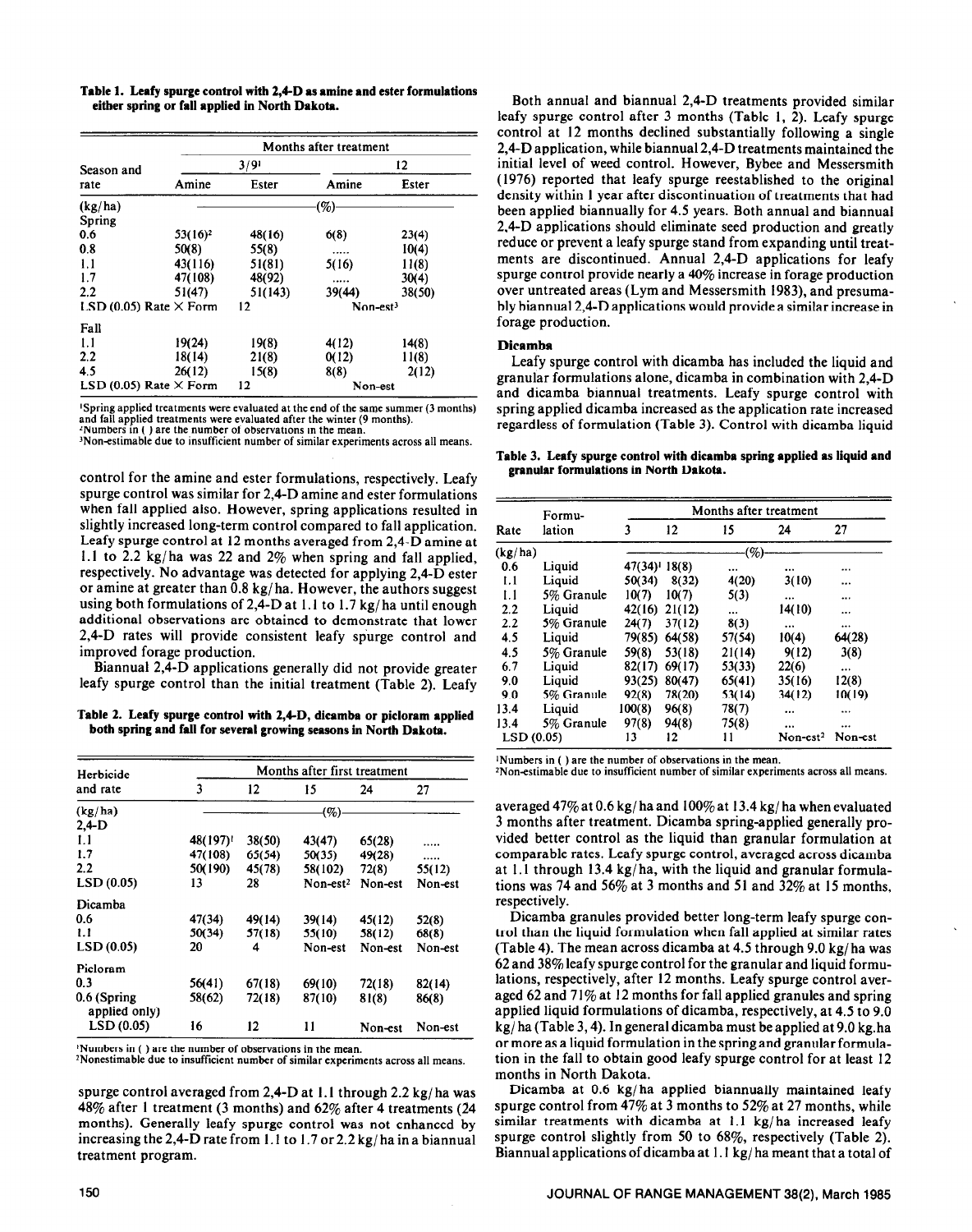**Table 1. Leafy spurge control with 2,4-D as amine and ester formulations either spring or fall applied in North Dakota.**

| Season and rate | Months after treatment | | | |
|---|---|---|---|---|
| | 3/9[1] | | 12 | |
| | Amine | Ester | Amine | Ester |
| (kg/ha) | (%) | | | |
| Spring | | | | |
| 0.6 | 53(16)[2] | 48(16) | 6(8) | 23(4) |
| 0.8 | 50(8) | 55(8) | ..... | 10(4) |
| 1.1 | 43(116) | 51(81) | 5(16) | 11(8) |
| 1.7 | 47(108) | 48(92) | ..... | 30(4) |
| 2.2 | 51(47) | 51(143) | 39(44) | 38(50) |
| LSD (0.05) Rate × Form | 12 | | Non-est[3] | |
| Fall | | | | |
| 1.1 | 19(24) | 19(8) | 4(12) | 14(8) |
| 2.2 | 18(14) | 21(8) | 0(12) | 11(8) |
| 4.5 | 26(12) | 15(8) | 8(8) | 2(12) |
| LSD (0.05) Rate × Form | 12 | | Non-est | |

[1]Spring applied treatments were evaluated at the end of the same summer (3 months) and fall applied treatments were evaluated after the winter (9 months).
[2]Numbers in ( ) are the number of observations in the mean.
[3]Non-estimable due to insufficient number of similar experiments across all means.

control for the amine and ester formulations, respectively. Leafy spurge control was similar for 2,4-D amine and ester formulations when fall applied also. However, spring applications resulted in slightly increased long-term control compared to fall application. Leafy spurge control at 12 months averaged from 2,4-D amine at 1.1 to 2.2 kg/ha was 22 and 2% when spring and fall applied, respectively. No advantage was detected for applying 2,4-D ester or amine at greater than 0.8 kg/ha. However, the authors suggest using both formulations of 2,4-D at 1.1 to 1.7 kg/ha until enough additional observations are obtained to demonstrate that lower 2,4-D rates will provide consistent leafy spurge control and improved forage production.

Biannual 2,4-D applications generally did not provide greater leafy spurge control than the initial treatment (Table 2). Leafy spurge control averaged from 2,4-D at 1.1 through 2.2 kg/ha was 48% after 1 treatment (3 months) and 62% after 4 treatments (24 months). Generally leafy spurge control was not enhanced by increasing the 2,4-D rate from 1.1 to 1.7 or 2.2 kg/ha in a biannual treatment program.

**Table 2. Leafy spurge control with 2,4-D, dicamba or picloram applied both spring and fall for several growing seasons in North Dakota.**

| Herbicide and rate | Months after first treatment | | | | |
|---|---|---|---|---|---|
| | 3 | 12 | 15 | 24 | 27 |
| (kg/ha) | (%) | | | | |
| 2,4-D | | | | | |
| 1.1 | 48(197)[1] | 38(50) | 43(47) | 65(28) | ..... |
| 1.7 | 47(108) | 65(54) | 50(35) | 49(28) | ..... |
| 2.2 | 50(190) | 45(78) | 58(102) | 72(8) | 55(12) |
| LSD (0.05) | 13 | 28 | Non-est[2] | Non-est | Non-est |
| Dicamba | | | | | |
| 0.6 | 47(34) | 49(14) | 39(14) | 45(12) | 52(8) |
| 1.1 | 50(34) | 57(18) | 55(10) | 58(12) | 68(8) |
| LSD (0.05) | 20 | 4 | Non-est | Non-est | Non-est |
| Picloram | | | | | |
| 0.3 | 56(41) | 67(18) | 69(10) | 72(18) | 82(14) |
| 0.6 (Spring applied only) | 58(62) | 72(18) | 87(10) | 81(8) | 86(8) |
| LSD (0.05) | 16 | 12 | 11 | Non-est | Non-est |

[1]Numbers in ( ) are the number of observations in the mean.
[2]Nonestimable due to insufficient number of similar experiments across all means.

Both annual and biannual 2,4-D treatments provided similar leafy spurge control after 3 months (Table 1, 2). Leafy spurge control at 12 months declined substantially following a single 2,4-D application, while biannual 2,4-D treatments maintained the initial level of weed control. However, Bybee and Messersmith (1976) reported that leafy spurge reestablished to the original density within 1 year after discontinuation of treatments that had been applied biannually for 4.5 years. Both annual and biannual 2,4-D applications should eliminate seed production and greatly reduce or prevent a leafy spurge stand from expanding until treatments are discontinued. Annual 2,4-D applications for leafy spurge control provide nearly a 40% increase in forage production over untreated areas (Lym and Messersmith 1983), and presumably biannual 2,4-D applications would provide a similar increase in forage production.

### Dicamba

Leafy spurge control with dicamba has included the liquid and granular formulations alone, dicamba in combination with 2,4-D and dicamba biannual treatments. Leafy spurge control with spring applied dicamba increased as the application rate increased regardless of formulation (Table 3). Control with dicamba liquid averaged 47% at 0.6 kg/ha and 100% at 13.4 kg/ha when evaluated 3 months after treatment. Dicamba spring-applied generally provided better control as the liquid than granular formulation at comparable rates. Leafy spurge control, averaged across dicamba at 1.1 through 13.4 kg/ha, with the liquid and granular formulations was 74 and 56% at 3 months and 51 and 32% at 15 months, respectively.

**Table 3. Leafy spurge control with dicamba spring applied as liquid and granular formulations in North Dakota.**

| Rate | Formulation | Months after treatment | | | | |
|---|---|---|---|---|---|---|
| | | 3 | 12 | 15 | 24 | 27 |
| (kg/ha) | | (%) | | | | |
| 0.6 | Liquid | 47(34)[1] | 18(8) | ... | ... | ... |
| 1.1 | Liquid | 50(34) | 8(32) | 4(20) | 3(10) | ... |
| 1.1 | 5% Granule | 10(7) | 10(7) | 5(3) | ... | ... |
| 2.2 | Liquid | 42(16) | 21(12) | ... | 14(10) | ... |
| 2.2 | 5% Granule | 24(7) | 37(12) | 8(3) | ... | ... |
| 4.5 | Liquid | 79(85) | 64(58) | 57(54) | 10(4) | 64(28) |
| 4.5 | 5% Granule | 59(8) | 53(18) | 21(14) | 9(12) | 3(8) |
| 6.7 | Liquid | 82(17) | 69(17) | 53(33) | 22(6) | ... |
| 9.0 | Liquid | 93(25) | 80(47) | 65(41) | 35(16) | 12(8) |
| 9.0 | 5% Granule | 92(8) | 78(20) | 53(14) | 34(12) | 10(19) |
| 13.4 | Liquid | 100(8) | 96(8) | 78(7) | ... | ... |
| 13.4 | 5% Granule | 97(8) | 94(8) | 75(8) | ... | ... |
| LSD (0.05) | | 13 | 12 | 11 | Non-est[2] | Non-est |

[1]Numbers in ( ) are the number of observations in the mean.
[2]Non-estimable due to insufficient number of similar experiments across all means.

Dicamba granules provided better long-term leafy spurge control than the liquid formulation when fall applied at similar rates (Table 4). The mean across dicamba at 4.5 through 9.0 kg/ha was 62 and 38% leafy spurge control for the granular and liquid formulations, respectively, after 12 months. Leafy spurge control averaged 62 and 71% at 12 months for fall applied granules and spring applied liquid formulations of dicamba, respectively, at 4.5 to 9.0 kg/ha (Table 3, 4). In general dicamba must be applied at 9.0 kg.ha or more as a liquid formulation in the spring and granular formulation in the fall to obtain good leafy spurge control for at least 12 months in North Dakota.

Dicamba at 0.6 kg/ha applied biannually maintained leafy spurge control from 47% at 3 months to 52% at 27 months, while similar treatments with dicamba at 1.1 kg/ha increased leafy spurge control slightly from 50 to 68%, respectively (Table 2). Biannual applications of dicamba at 1.1 kg/ha meant that a total of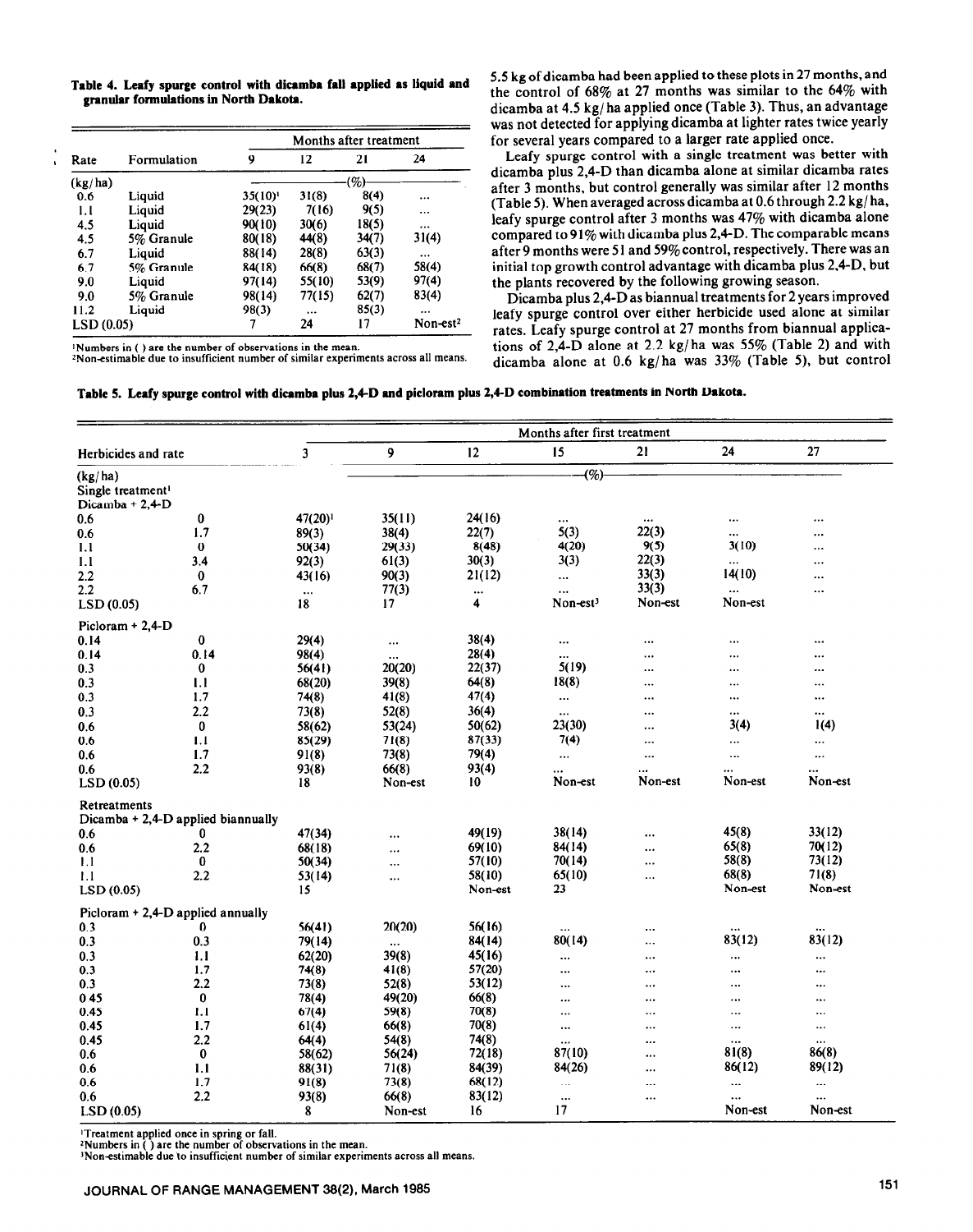**Table 4. Leafy spurge control with dicamba fall applied as liquid and granular formulations in North Dakota.**

| Rate | Formulation | Months after treatment | | | |
|---|---|---|---|---|---|
| | | 9 | 12 | 21 | 24 |
| (kg/ha) | | (%) | | | |
| 0.6 | Liquid | 35(10)[1] | 31(8) | 8(4) | ... |
| 1.1 | Liquid | 29(23) | 7(16) | 9(5) | ... |
| 4.5 | Liquid | 90(10) | 30(6) | 18(5) | ... |
| 4.5 | 5% Granule | 80(18) | 44(8) | 34(7) | 31(4) |
| 6.7 | Liquid | 88(14) | 28(8) | 63(3) | ... |
| 6.7 | 5% Granule | 84(18) | 66(8) | 68(7) | 58(4) |
| 9.0 | Liquid | 97(14) | 55(10) | 53(9) | 97(4) |
| 9.0 | 5% Granule | 98(14) | 77(15) | 62(7) | 83(4) |
| 11.2 | Liquid | 98(3) | ... | 85(3) | ... |
| LSD (0.05) | | 7 | 24 | 17 | Non-est[2] |

[1]Numbers in ( ) are the number of observations in the mean.
[2]Non-estimable due to insufficient number of similar experiments across all means.

5.5 kg of dicamba had been applied to these plots in 27 months, and the control of 68% at 27 months was similar to the 64% with dicamba at 4.5 kg/ha applied once (Table 3). Thus, an advantage was not detected for applying dicamba at lighter rates twice yearly for several years compared to a larger rate applied once.

Leafy spurge control with a single treatment was better with dicamba plus 2,4-D than dicamba alone at similar dicamba rates after 3 months, but control generally was similar after 12 months (Table 5). When averaged across dicamba at 0.6 through 2.2 kg/ha, leafy spurge control after 3 months was 47% with dicamba alone compared to 91% with dicamba plus 2,4-D. The comparable means after 9 months were 51 and 59% control, respectively. There was an initial top growth control advantage with dicamba plus 2,4-D, but the plants recovered by the following growing season.

Dicamba plus 2,4-D as biannual treatments for 2 years improved leafy spurge control over either herbicide used alone at similar rates. Leafy spurge control at 27 months from biannual applications of 2,4-D alone at 2.2 kg/ha was 55% (Table 2) and with dicamba alone at 0.6 kg/ha was 33% (Table 5), but control

**Table 5. Leafy spurge control with dicamba plus 2,4-D and picloram plus 2,4-D combination treatments in North Dakota.**

| Herbicides and rate | | Months after first treatment | | | | | | |
|---|---|---|---|---|---|---|---|---|
| | | 3 | 9 | 12 | 15 | 21 | 24 | 27 |
| (kg/ha) | | (%) | | | | | | |
| Single treatment[1] | | | | | | | | |
| Dicamba + 2,4-D | | | | | | | | |
| 0.6 | 0 | 47(20)[1] | 35(11) | 24(16) | ... | ... | ... | ... |
| 0.6 | 1.7 | 89(3) | 38(4) | 22(7) | 5(3) | 22(3) | ... | ... |
| 1.1 | 0 | 50(34) | 29(33) | 8(48) | 4(20) | 9(5) | 3(10) | ... |
| 1.1 | 3.4 | 92(3) | 61(3) | 30(3) | 3(3) | 22(3) | ... | ... |
| 2.2 | 0 | 43(16) | 90(3) | 21(12) | ... | 33(3) | 14(10) | ... |
| 2.2 | 6.7 | ... | 77(3) | ... | ... | 33(3) | ... | ... |
| LSD (0.05) | | 18 | 17 | 4 | Non-est[3] | Non-est | Non-est | |
| Picloram + 2,4-D | | | | | | | | |
| 0.14 | 0 | 29(4) | ... | 38(4) | ... | ... | ... | ... |
| 0.14 | 0.14 | 98(4) | ... | 28(4) | ... | ... | ... | ... |
| 0.3 | 0 | 56(41) | 20(20) | 22(37) | 5(19) | ... | ... | ... |
| 0.3 | 1.1 | 68(20) | 39(8) | 64(8) | 18(8) | ... | ... | ... |
| 0.3 | 1.7 | 74(8) | 41(8) | 47(4) | ... | ... | ... | ... |
| 0.3 | 2.2 | 73(8) | 52(8) | 36(4) | ... | ... | ... | ... |
| 0.6 | 0 | 58(62) | 53(24) | 50(62) | 23(30) | ... | 3(4) | 1(4) |
| 0.6 | 1.1 | 85(29) | 71(8) | 87(33) | 7(4) | ... | ... | ... |
| 0.6 | 1.7 | 91(8) | 73(8) | 79(4) | ... | ... | ... | ... |
| 0.6 | 2.2 | 93(8) | 66(8) | 93(4) | ... | ... | ... | ... |
| LSD (0.05) | | 18 | Non-est | 10 | Non-est | Non-est | Non-est | Non-est |
| Retreatments | | | | | | | | |
| Dicamba + 2,4-D applied biannually | | | | | | | | |
| 0.6 | 0 | 47(34) | ... | 49(19) | 38(14) | ... | 45(8) | 33(12) |
| 0.6 | 2.2 | 68(18) | ... | 69(10) | 84(14) | ... | 65(8) | 70(12) |
| 1.1 | 0 | 50(34) | ... | 57(10) | 70(14) | ... | 58(8) | 73(12) |
| 1.1 | 2.2 | 53(14) | ... | 58(10) | 65(10) | ... | 68(8) | 71(8) |
| LSD (0.05) | | 15 | | Non-est | 23 | | Non-est | Non-est |
| Picloram + 2,4-D applied annually | | | | | | | | |
| 0.3 | 0 | 56(41) | 20(20) | 56(16) | ... | ... | ... | ... |
| 0.3 | 0.3 | 79(14) | ... | 84(14) | 80(14) | ... | 83(12) | 83(12) |
| 0.3 | 1.1 | 62(20) | 39(8) | 45(16) | ... | ... | ... | ... |
| 0.3 | 1.7 | 74(8) | 41(8) | 57(20) | ... | ... | ... | ... |
| 0.3 | 2.2 | 73(8) | 52(8) | 53(12) | ... | ... | ... | ... |
| 0.45 | 0 | 78(4) | 49(20) | 66(8) | ... | ... | ... | ... |
| 0.45 | 1.1 | 67(4) | 59(8) | 70(8) | ... | ... | ... | ... |
| 0.45 | 1.7 | 61(4) | 66(8) | 70(8) | ... | ... | ... | ... |
| 0.45 | 2.2 | 64(4) | 54(8) | 74(8) | ... | ... | ... | ... |
| 0.6 | 0 | 58(62) | 56(24) | 72(18) | 87(10) | ... | 81(8) | 86(8) |
| 0.6 | 1.1 | 88(31) | 71(8) | 84(39) | 84(26) | ... | 86(12) | 89(12) |
| 0.6 | 1.7 | 91(8) | 73(8) | 68(12) | ... | ... | ... | ... |
| 0.6 | 2.2 | 93(8) | 66(8) | 83(12) | ... | ... | ... | ... |
| LSD (0.05) | | 8 | Non-est | 16 | 17 | | Non-est | Non-est |

[1]Treatment applied once in spring or fall.
[2]Numbers in ( ) are the number of observations in the mean.
[3]Non-estimable due to insufficient number of similar experiments across all means.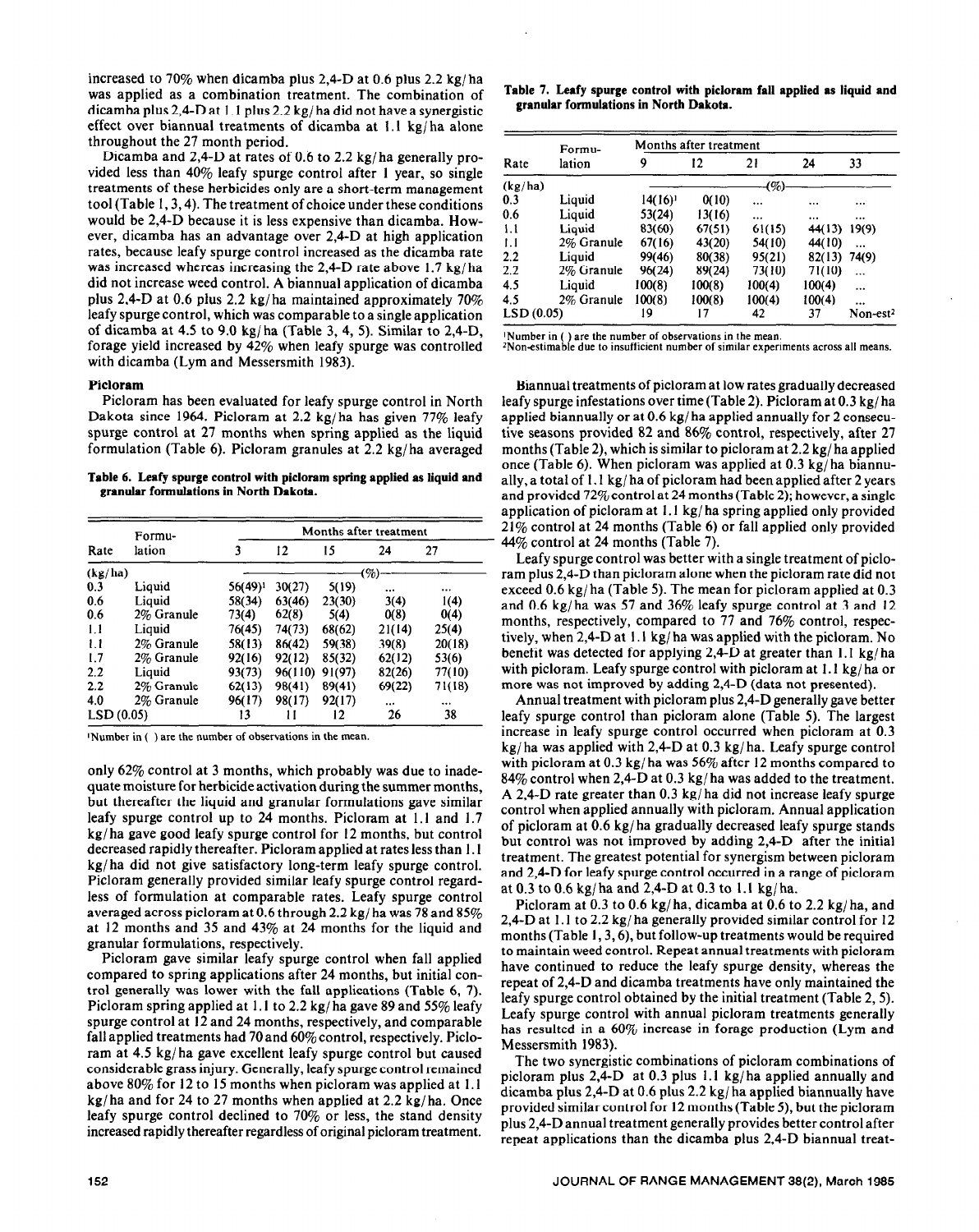increased to 70% when dicamba plus 2,4-D at 0.6 plus 2.2 kg/ha was applied as a combination treatment. The combination of dicamba plus 2,4-D at 1.1 plus 2.2 kg/ha did not have a synergistic effect over biannual treatments of dicamba at 1.1 kg/ha alone throughout the 27 month period.

Dicamba and 2,4-D at rates of 0.6 to 2.2 kg/ha generally provided less than 40% leafy spurge control after 1 year, so single treatments of these herbicides only are a short-term management tool (Table 1, 3, 4). The treatment of choice under these conditions would be 2,4-D because it is less expensive than dicamba. However, dicamba has an advantage over 2,4-D at high application rates, because leafy spurge control increased as the dicamba rate was increased whereas increasing the 2,4-D rate above 1.7 kg/ha did not increase weed control. A biannual application of dicamba plus 2,4-D at 0.6 plus 2.2 kg/ha maintained approximately 70% leafy spurge control, which was comparable to a single application of dicamba at 4.5 to 9.0 kg/ha (Table 3, 4, 5). Similar to 2,4-D, forage yield increased by 42% when leafy spurge was controlled with dicamba (Lym and Messersmith 1983).

### Picloram

Picloram has been evaluated for leafy spurge control in North Dakota since 1964. Picloram at 2.2 kg/ha has given 77% leafy spurge control at 27 months when spring applied as the liquid formulation (Table 6). Picloram granules at 2.2 kg/ha averaged

**Table 6. Leafy spurge control with picloram spring applied as liquid and granular formulations in North Dakota.**

| Rate | Formulation | Months after treatment | | | | |
|---|---|---|---|---|---|---|
| | | 3 | 12 | 15 | 24 | 27 |
| (kg/ha) | | (%) | | | | |
| 0.3 | Liquid | 56(49)[1] | 30(27) | 5(19) | ... | ... |
| 0.6 | Liquid | 58(34) | 63(46) | 23(30) | 3(4) | 1(4) |
| 0.6 | 2% Granule | 73(4) | 62(8) | 5(4) | 0(8) | 0(4) |
| 1.1 | Liquid | 76(45) | 74(73) | 68(62) | 21(14) | 25(4) |
| 1.1 | 2% Granule | 58(13) | 86(42) | 59(38) | 39(8) | 20(18) |
| 1.7 | 2% Granule | 92(16) | 92(12) | 85(32) | 62(12) | 53(6) |
| 2.2 | Liquid | 93(73) | 96(110) | 91(97) | 82(26) | 77(10) |
| 2.2 | 2% Granule | 62(13) | 98(41) | 89(41) | 69(22) | 71(18) |
| 4.0 | 2% Granule | 96(17) | 98(17) | 92(17) | ... | ... |
| LSD (0.05) | | 13 | 11 | 12 | 26 | 38 |

[1]Number in ( ) are the number of observations in the mean.

only 62% control at 3 months, which probably was due to inadequate moisture for herbicide activation during the summer months, but thereafter the liquid and granular formulations gave similar leafy spurge control up to 24 months. Picloram at 1.1 and 1.7 kg/ha gave good leafy spurge control for 12 months, but control decreased rapidly thereafter. Picloram applied at rates less than 1.1 kg/ha did not give satisfactory long-term leafy spurge control. Picloram generally provided similar leafy spurge control regardless of formulation at comparable rates. Leafy spurge control averaged across picloram at 0.6 through 2.2 kg/ha was 78 and 85% at 12 months and 35 and 43% at 24 months for the liquid and granular formulations, respectively.

Picloram gave similar leafy spurge control when fall applied compared to spring applications after 24 months, but initial control generally was lower with the fall applications (Table 6, 7). Picloram spring applied at 1.1 to 2.2 kg/ha gave 89 and 55% leafy spurge control at 12 and 24 months, respectively, and comparable fall applied treatments had 70 and 60% control, respectively. Picloram at 4.5 kg/ha gave excellent leafy spurge control but caused considerable grass injury. Generally, leafy spurge control remained above 80% for 12 to 15 months when picloram was applied at 1.1 kg/ha and for 24 to 27 months when applied at 2.2 kg/ha. Once leafy spurge control declined to 70% or less, the stand density increased rapidly thereafter regardless of original picloram treatment.

**Table 7. Leafy spurge control with picloram fall applied as liquid and granular formulations in North Dakota.**

| Rate | Formulation | Months after treatment | | | | |
|---|---|---|---|---|---|---|
| | | 9 | 12 | 21 | 24 | 33 |
| (kg/ha) | | (%) | | | | |
| 0.3 | Liquid | 14(16)[1] | 0(10) | ... | ... | ... |
| 0.6 | Liquid | 53(24) | 13(16) | ... | ... | ... |
| 1.1 | Liquid | 83(60) | 67(51) | 61(15) | 44(13) | 19(9) |
| 1.1 | 2% Granule | 67(16) | 43(20) | 54(10) | 44(10) | ... |
| 2.2 | Liquid | 99(46) | 80(38) | 95(21) | 82(13) | 74(9) |
| 2.2 | 2% Granule | 96(24) | 89(24) | 73(10) | 71(10) | ... |
| 4.5 | Liquid | 100(8) | 100(8) | 100(4) | 100(4) | ... |
| 4.5 | 2% Granule | 100(8) | 100(8) | 100(4) | 100(4) | ... |
| LSD (0.05) | | 19 | 17 | 42 | 37 | Non-est[2] |

[1]Number in ( ) are the number of observations in the mean.
[2]Non-estimable due to insufficient number of similar experiments across all means.

Biannual treatments of picloram at low rates gradually decreased leafy spurge infestations over time (Table 2). Picloram at 0.3 kg/ha applied biannually or at 0.6 kg/ha applied annually for 2 consecutive seasons provided 82 and 86% control, respectively, after 27 months (Table 2), which is similar to picloram at 2.2 kg/ha applied once (Table 6). When picloram was applied at 0.3 kg/ha biannually, a total of 1.1 kg/ha of picloram had been applied after 2 years and provided 72% control at 24 months (Table 2); however, a single application of picloram at 1.1 kg/ha spring applied only provided 21% control at 24 months (Table 6) or fall applied only provided 44% control at 24 months (Table 7).

Leafy spurge control was better with a single treatment of picloram plus 2,4-D than picloram alone when the picloram rate did not exceed 0.6 kg/ha (Table 5). The mean for picloram applied at 0.3 and 0.6 kg/ha was 57 and 36% leafy spurge control at 3 and 12 months, respectively, compared to 77 and 76% control, respectively, when 2,4-D at 1.1 kg/ha was applied with the picloram. No benefit was detected for applying 2,4-D at greater than 1.1 kg/ha with picloram. Leafy spurge control with picloram at 1.1 kg/ha or more was not improved by adding 2,4-D (data not presented).

Annual treatment with picloram plus 2,4-D generally gave better leafy spurge control than picloram alone (Table 5). The largest increase in leafy spurge control occurred when picloram at 0.3 kg/ha was applied with 2,4-D at 0.3 kg/ha. Leafy spurge control with picloram at 0.3 kg/ha was 56% after 12 months compared to 84% control when 2,4-D at 0.3 kg/ha was added to the treatment. A 2,4-D rate greater than 0.3 kg/ha did not increase leafy spurge control when applied annually with picloram. Annual application of picloram at 0.6 kg/ha gradually decreased leafy spurge stands but control was not improved by adding 2,4-D after the initial treatment. The greatest potential for synergism between picloram and 2,4-D for leafy spurge control occurred in a range of picloram at 0.3 to 0.6 kg/ha and 2,4-D at 0.3 to 1.1 kg/ha.

Picloram at 0.3 to 0.6 kg/ha, dicamba at 0.6 to 2.2 kg/ha, and 2,4-D at 1.1 to 2.2 kg/ha generally provided similar control for 12 months (Table 1, 3, 6), but follow-up treatments would be required to maintain weed control. Repeat annual treatments with picloram have continued to reduce the leafy spurge density, whereas the repeat of 2,4-D and dicamba treatments have only maintained the leafy spurge control obtained by the initial treatment (Table 2, 5). Leafy spurge control with annual picloram treatments generally has resulted in a 60% increase in forage production (Lym and Messersmith 1983).

The two synergistic combinations of picloram combinations of picloram plus 2,4-D at 0.3 plus 1.1 kg/ha applied annually and dicamba plus 2,4-D at 0.6 plus 2.2 kg/ha applied biannually have provided similar control for 12 months (Table 5), but the picloram plus 2,4-D annual treatment generally provides better control after repeat applications than the dicamba plus 2,4-D biannual treat-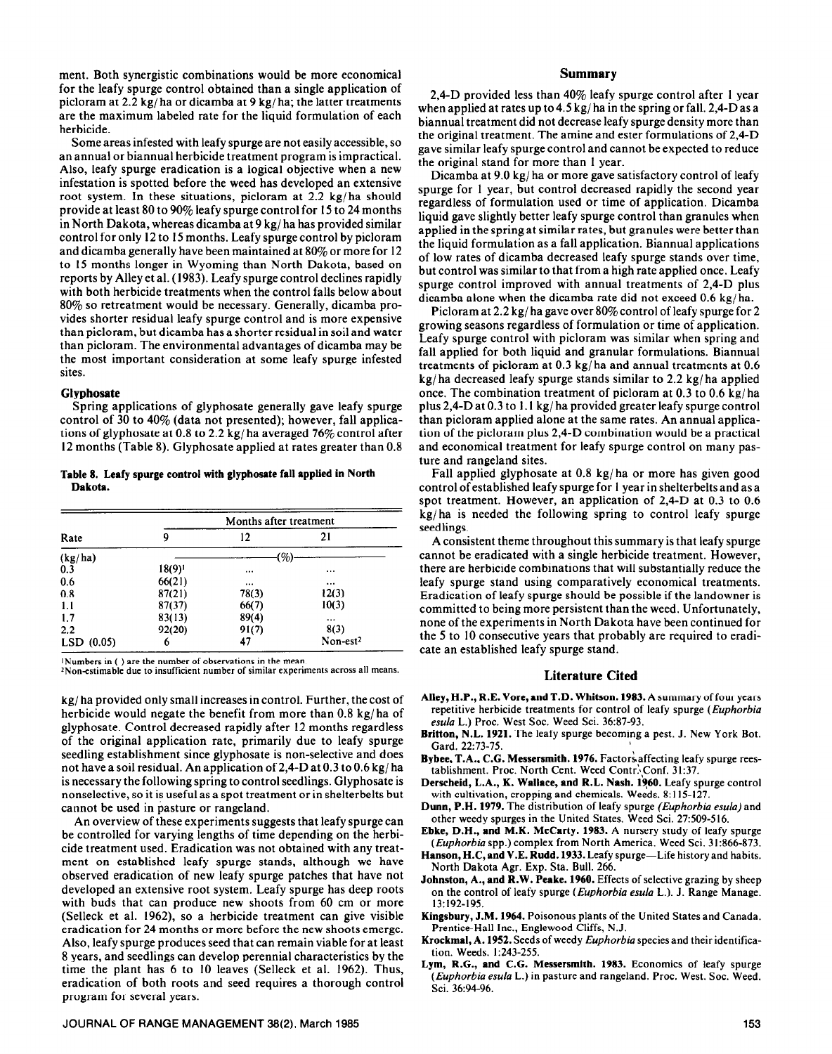ment. Both synergistic combinations would be more economical for the leafy spurge control obtained than a single application of picloram at 2.2 kg/ha or dicamba at 9 kg/ha; the latter treatments are the maximum labeled rate for the liquid formulation of each herbicide.

Some areas infested with leafy spurge are not easily accessible, so an annual or biannual herbicide treatment program is impractical. Also, leafy spurge eradication is a logical objective when a new infestation is spotted before the weed has developed an extensive root system. In these situations, picloram at 2.2 kg/ha should provide at least 80 to 90% leafy spurge control for 15 to 24 months in North Dakota, whereas dicamba at 9 kg/ha has provided similar control for only 12 to 15 months. Leafy spurge control by picloram and dicamba generally have been maintained at 80% or more for 12 to 15 months longer in Wyoming than North Dakota, based on reports by Alley et al. (1983). Leafy spurge control declines rapidly with both herbicide treatments when the control falls below about 80% so retreatment would be necessary. Generally, dicamba provides shorter residual leafy spurge control and is more expensive than picloram, but dicamba has a shorter residual in soil and water than picloram. The environmental advantages of dicamba may be the most important consideration at some leafy spurge infested sites.

### Glyphosate

Spring applications of glyphosate generally gave leafy spurge control of 30 to 40% (data not presented); however, fall applications of glyphosate at 0.8 to 2.2 kg/ha averaged 76% control after 12 months (Table 8). Glyphosate applied at rates greater than 0.8 kg/ha provided only small increases in control. Further, the cost of herbicide would negate the benefit from more than 0.8 kg/ha of glyphosate. Control decreased rapidly after 12 months regardless of the original application rate, primarily due to leafy spurge seedling establishment since glyphosate is non-selective and does not have a soil residual. An application of 2,4-D at 0.3 to 0.6 kg/ha is necessary the following spring to control seedlings. Glyphosate is nonselective, so it is useful as a spot treatment or in shelterbelts but cannot be used in pasture or rangeland.

**Table 8. Leafy spurge control with glyphosate fall applied in North Dakota.**

| Rate | Months after treatment | | |
|---|---|---|---|
| | 9 | 12 | 21 |
| (kg/ha) | (%) | | |
| 0.3 | 18(9)[1] | ... | ... |
| 0.6 | 66(21) | ... | ... |
| 0.8 | 87(21) | 78(3) | 12(3) |
| 1.1 | 87(37) | 66(7) | 10(3) |
| 1.7 | 83(13) | 89(4) | ... |
| 2.2 | 92(20) | 91(7) | 8(3) |
| LSD (0.05) | 6 | 47 | Non-est[2] |

[1]Numbers in ( ) are the number of observations in the mean.
[2]Non-estimable due to insufficient number of similar experiments across all means.

An overview of these experiments suggests that leafy spurge can be controlled for varying lengths of time depending on the herbicide treatment used. Eradication was not obtained with any treatment on established leafy spurge stands, although we have observed eradication of new leafy spurge patches that have not developed an extensive root system. Leafy spurge has deep roots with buds that can produce new shoots from 60 cm or more (Selleck et al. 1962), so a herbicide treatment can give visible eradication for 24 months or more before the new shoots emerge. Also, leafy spurge produces seed that can remain viable for at least 8 years, and seedlings can develop perennial characteristics by the time the plant has 6 to 10 leaves (Selleck et al. 1962). Thus, eradication of both roots and seed requires a thorough control program for several years.

## Summary

2,4-D provided less than 40% leafy spurge control after 1 year when applied at rates up to 4.5 kg/ha in the spring or fall. 2,4-D as a biannual treatment did not decrease leafy spurge density more than the original treatment. The amine and ester formulations of 2,4-D gave similar leafy spurge control and cannot be expected to reduce the original stand for more than 1 year.

Dicamba at 9.0 kg/ha or more gave satisfactory control of leafy spurge for 1 year, but control decreased rapidly the second year regardless of formulation used or time of application. Dicamba liquid gave slightly better leafy spurge control than granules when applied in the spring at similar rates, but granules were better than the liquid formulation as a fall application. Biannual applications of low rates of dicamba decreased leafy spurge stands over time, but control was similar to that from a high rate applied once. Leafy spurge control improved with annual treatments of 2,4-D plus dicamba alone when the dicamba rate did not exceed 0.6 kg/ha.

Picloram at 2.2 kg/ha gave over 80% control of leafy spurge for 2 growing seasons regardless of formulation or time of application. Leafy spurge control with picloram was similar when spring and fall applied for both liquid and granular formulations. Biannual treatments of picloram at 0.3 kg/ha and annual treatments at 0.6 kg/ha decreased leafy spurge stands similar to 2.2 kg/ha applied once. The combination treatment of picloram at 0.3 to 0.6 kg/ha plus 2,4-D at 0.3 to 1.1 kg/ha provided greater leafy spurge control than picloram applied alone at the same rates. An annual application of the picloram plus 2,4-D combination would be a practical and economical treatment for leafy spurge control on many pasture and rangeland sites.

Fall applied glyphosate at 0.8 kg/ha or more has given good control of established leafy spurge for 1 year in shelterbelts and as a spot treatment. However, an application of 2,4-D at 0.3 to 0.6 kg/ha is needed the following spring to control leafy spurge seedlings.

A consistent theme throughout this summary is that leafy spurge cannot be eradicated with a single herbicide treatment. However, there are herbicide combinations that will substantially reduce the leafy spurge stand using comparatively economical treatments. Eradication of leafy spurge should be possible if the landowner is committed to being more persistent than the weed. Unfortunately, none of the experiments in North Dakota have been continued for the 5 to 10 consecutive years that probably are required to eradicate an established leafy spurge stand.

## Literature Cited

**Alley, H.P., R.E. Vore, and T.D. Whitson. 1983.** A summary of four years repetitive herbicide treatments for control of leafy spurge (*Euphorbia esula* L.) Proc. West Soc. Weed Sci. 36:87-93.

**Britton, N.L. 1921.** The leafy spurge becoming a pest. J. New York Bot. Gard. 22:73-75.

**Bybee, T.A., C.G. Messersmith. 1976.** Factors affecting leafy spurge reestablishment. Proc. North Cent. Weed Contr. Conf. 31:37.

**Derscheid, L.A., K. Wallace, and R.L. Nash. 1960.** Leafy spurge control with cultivation, cropping and chemicals. Weeds. 8:115-127.

**Dunn, P.H. 1979.** The distribution of leafy spurge (*Euphorbia esula*) and other weedy spurges in the United States. Weed Sci. 27:509-516.

**Ebke, D.H., and M.K. McCarty. 1983.** A nursery study of leafy spurge (*Euphorbia* spp.) complex from North America. Weed Sci. 31:866-873.

**Hanson, H.C, and V.E. Rudd. 1933.** Leafy spurge—Life history and habits. North Dakota Agr. Exp. Sta. Bull. 266.

**Johnston, A., and R.W. Peake. 1960.** Effects of selective grazing by sheep on the control of leafy spurge (*Euphorbia esula* L.). J. Range Manage. 13:192-195.

**Kingsbury, J.M. 1964.** Poisonous plants of the United States and Canada. Prentice-Hall Inc., Englewood Cliffs, N.J.

**Krockmal, A. 1952.** Seeds of weedy *Euphorbia* species and their identification. Weeds. 1:243-255.

**Lym, R.G., and C.G. Messersmith. 1983.** Economics of leafy spurge (*Euphorbia esula* L.) in pasture and rangeland. Proc. West. Soc. Weed. Sci. 36:94-96.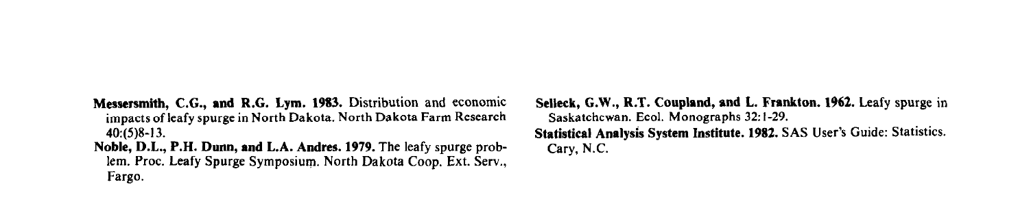**Messersmith, C.G., and R.G. Lym. 1983.** Distribution and economic impacts of leafy spurge in North Dakota. North Dakota Farm Research 40:(5)8-13.

**Noble, D.L., P.H. Dunn, and L.A. Andres. 1979.** The leafy spurge problem. Proc. Leafy Spurge Symposium. North Dakota Coop. Ext. Serv., Fargo.

**Selleck, G.W., R.T. Coupland, and L. Frankton. 1962.** Leafy spurge in Saskatchcwan. Ecol. Monographs 32:1-29.

**Statistical Analysis System Institute. 1982.** SAS User's Guide: Statistics. Cary, N.C.